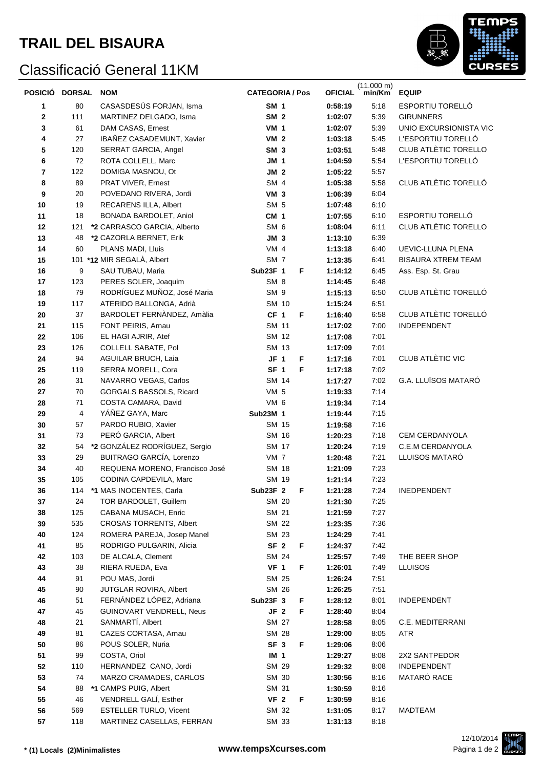# TRAIL DEL BISAURA

## Classificació General 11KM

| POSICIÓ | DORSAL | NOM | CATEGORIA / Pos | | OFICIAL | (11.000 m) min/Km | EQUIP |
|---|---|---|---|---|---|---|---|
| 1 | 80 | CASASDESÚS FORJAN, Isma | SM 1 | | 0:58:19 | 5:18 | ESPORTIU TORELLÓ |
| 2 | 111 | MARTINEZ DELGADO, Isma | SM 2 | | 1:02:07 | 5:39 | GIRUNNERS |
| 3 | 61 | DAM CASAS, Ernest | VM 1 | | 1:02:07 | 5:39 | UNIO EXCURSIONISTA VIC |
| 4 | 27 | IBAÑEZ CASADEMUNT, Xavier | VM 2 | | 1:03:18 | 5:45 | L'ESPORTIU TORELLÓ |
| 5 | 120 | SERRAT GARCIA, Angel | SM 3 | | 1:03:51 | 5:48 | CLUB ATLÈTIC TORELLO |
| 6 | 72 | ROTA COLLELL, Marc | JM 1 | | 1:04:59 | 5:54 | L'ESPORTIU TORELLÓ |
| 7 | 122 | DOMIGA MASNOU, Ot | JM 2 | | 1:05:22 | 5:57 | |
| 8 | 89 | PRAT VIVER, Ernest | SM 4 | | 1:05:38 | 5:58 | CLUB ATLÈTIC TORELLÓ |
| 9 | 20 | POVEDANO RIVERA, Jordi | VM 3 | | 1:06:39 | 6:04 | |
| 10 | 19 | RECARENS ILLA, Albert | SM 5 | | 1:07:48 | 6:10 | |
| 11 | 18 | BONADA BARDOLET, Aniol | CM 1 | | 1:07:55 | 6:10 | ESPORTIU TORELLÓ |
| 12 | 121 | *2 CARRASCO GARCIA, Alberto | SM 6 | | 1:08:04 | 6:11 | CLUB ATLÈTIC TORELLO |
| 13 | 48 | *2 CAZORLA BERNET, Erik | JM 3 | | 1:13:10 | 6:39 | |
| 14 | 60 | PLANS MADI, Lluis | VM 4 | | 1:13:18 | 6:40 | UEVIC-LLUNA PLENA |
| 15 | 101 | *12 MIR SEGALÀ, Albert | SM 7 | | 1:13:35 | 6:41 | BISAURA XTREM TEAM |
| 16 | 9 | SAU TUBAU, Maria | Sub23F 1 | F | 1:14:12 | 6:45 | Ass. Esp. St. Grau |
| 17 | 123 | PERES SOLER, Joaquim | SM 8 | | 1:14:45 | 6:48 | |
| 18 | 79 | RODRÍGUEZ MUÑOZ, José Maria | SM 9 | | 1:15:13 | 6:50 | CLUB ATLÈTIC TORELLÓ |
| 19 | 117 | ATERIDO BALLONGA, Adrià | SM 10 | | 1:15:24 | 6:51 | |
| 20 | 37 | BARDOLET FERNÀNDEZ, Amàlia | CF 1 | F | 1:16:40 | 6:58 | CLUB ATLÈTIC TORELLÓ |
| 21 | 115 | FONT PEIRIS, Arnau | SM 11 | | 1:17:02 | 7:00 | INDEPENDENT |
| 22 | 106 | EL HAGI AJRIR, Atef | SM 12 | | 1:17:08 | 7:01 | |
| 23 | 126 | COLLELL SABATE, Pol | SM 13 | | 1:17:09 | 7:01 | |
| 24 | 94 | AGUILAR BRUCH, Laia | JF 1 | F | 1:17:16 | 7:01 | CLUB ATLÈTIC VIC |
| 25 | 119 | SERRA MORELL, Cora | SF 1 | F | 1:17:18 | 7:02 | |
| 26 | 31 | NAVARRO VEGAS, Carlos | SM 14 | | 1:17:27 | 7:02 | G.A. LLUÏSOS MATARÓ |
| 27 | 70 | GORGALS BASSOLS, Ricard | VM 5 | | 1:19:33 | 7:14 | |
| 28 | 71 | COSTA CAMARA, David | VM 6 | | 1:19:34 | 7:14 | |
| 29 | 4 | YÁÑEZ GAYA, Marc | Sub23M 1 | | 1:19:44 | 7:15 | |
| 30 | 57 | PARDO RUBIO, Xavier | SM 15 | | 1:19:58 | 7:16 | |
| 31 | 73 | PERÓ GARCIA, Albert | SM 16 | | 1:20:23 | 7:18 | CEM CERDANYOLA |
| 32 | 54 | *2 GONZÁLEZ RODRÍGUEZ, Sergio | SM 17 | | 1:20:24 | 7:19 | C.E.M CERDANYOLA |
| 33 | 29 | BUITRAGO GARCÍA, Lorenzo | VM 7 | | 1:20:48 | 7:21 | LLUISOS MATARÓ |
| 34 | 40 | REQUENA MORENO, Francisco José | SM 18 | | 1:21:09 | 7:23 | |
| 35 | 105 | CODINA CAPDEVILA, Marc | SM 19 | | 1:21:14 | 7:23 | |
| 36 | 114 | *1 MAS INOCENTES, Carla | Sub23F 2 | F | 1:21:28 | 7:24 | INEDPENDENT |
| 37 | 24 | TOR BARDOLET, Guillem | SM 20 | | 1:21:30 | 7:25 | |
| 38 | 125 | CABANA MUSACH, Enric | SM 21 | | 1:21:59 | 7:27 | |
| 39 | 535 | CROSAS TORRENTS, Albert | SM 22 | | 1:23:35 | 7:36 | |
| 40 | 124 | ROMERA PAREJA, Josep Manel | SM 23 | | 1:24:29 | 7:41 | |
| 41 | 85 | RODRIGO PULGARIN, Alicia | SF 2 | F | 1:24:37 | 7:42 | |
| 42 | 103 | DE ALCALA, Clement | SM 24 | | 1:25:57 | 7:49 | THE BEER SHOP |
| 43 | 38 | RIERA RUEDA, Eva | VF 1 | F | 1:26:01 | 7:49 | LLUISOS |
| 44 | 91 | POU MAS, Jordi | SM 25 | | 1:26:24 | 7:51 | |
| 45 | 90 | JUTGLAR ROVIRA, Albert | SM 26 | | 1:26:25 | 7:51 | |
| 46 | 51 | FERNÁNDEZ LÓPEZ, Adriana | Sub23F 3 | F | 1:28:12 | 8:01 | INDEPENDENT |
| 47 | 45 | GUINOVART VENDRELL, Neus | JF 2 | F | 1:28:40 | 8:04 | |
| 48 | 21 | SANMARTÍ, Albert | SM 27 | | 1:28:58 | 8:05 | C.E. MEDITERRANI |
| 49 | 81 | CAZES CORTASA, Arnau | SM 28 | | 1:29:00 | 8:05 | ATR |
| 50 | 86 | POUS SOLER, Nuria | SF 3 | F | 1:29:06 | 8:06 | |
| 51 | 99 | COSTA, Oriol | IM 1 | | 1:29:27 | 8:08 | 2X2 SANTPEDOR |
| 52 | 110 | HERNANDEZ CANO, Jordi | SM 29 | | 1:29:32 | 8:08 | INDEPENDENT |
| 53 | 74 | MARZO CRAMADES, CARLOS | SM 30 | | 1:30:56 | 8:16 | MATARÓ RACE |
| 54 | 88 | *1 CAMPS PUIG, Albert | SM 31 | | 1:30:59 | 8:16 | |
| 55 | 46 | VENDRELL GALÍ, Esther | VF 2 | F | 1:30:59 | 8:16 | |
| 56 | 569 | ESTELLER TURLO, Vicent | SM 32 | | 1:31:05 | 8:17 | MADTEAM |
| 57 | 118 | MARTINEZ CASELLAS, FERRAN | SM 33 | | 1:31:13 | 8:18 | |

**\* (1) Locals (2)Minimalistes**

**www.tempsXcurses.com**

12/10/2014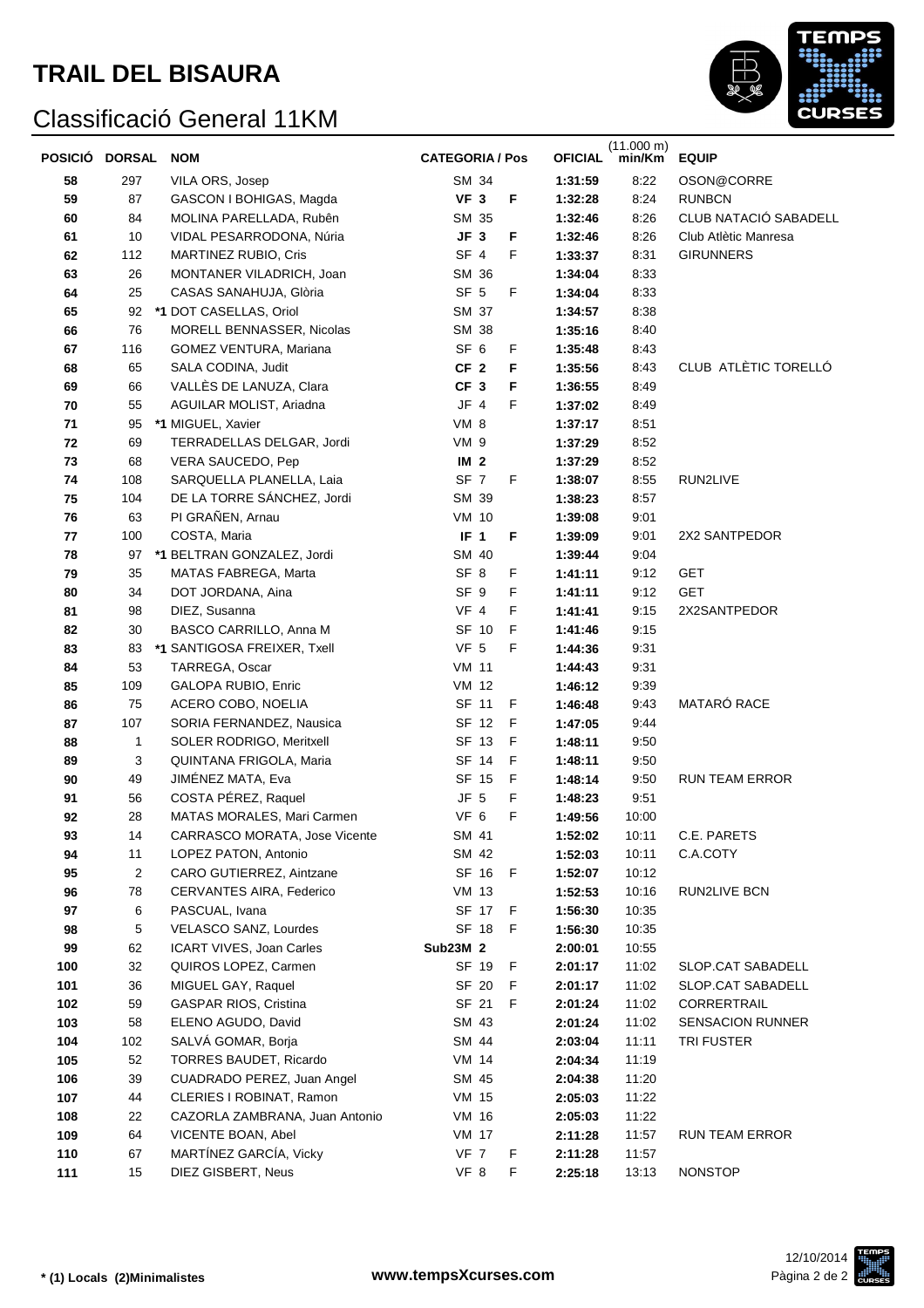# TRAIL DEL BISAURA

## Classificació General 11KM

| POSICIÓ | DORSAL | NOM | CATEGORIA / Pos | | OFICIAL | (11.000 m) min/Km | EQUIP |
|---|---|---|---|---|---|---|---|
| 58 | 297 | VILA ORS, Josep | SM 34 | | 1:31:59 | 8:22 | OSON@CORRE |
| 59 | 87 | GASCON I BOHIGAS, Magda | **VF 3** | **F** | 1:32:28 | 8:24 | RUNBCN |
| 60 | 84 | MOLINA PARELLADA, Rubên | SM 35 | | 1:32:46 | 8:26 | CLUB NATACIÓ SABADELL |
| 61 | 10 | VIDAL PESARRODONA, Núria | **JF 3** | **F** | 1:32:46 | 8:26 | Club Atlètic Manresa |
| 62 | 112 | MARTINEZ RUBIO, Cris | SF 4 | F | 1:33:37 | 8:31 | GIRUNNERS |
| 63 | 26 | MONTANER VILADRICH, Joan | SM 36 | | 1:34:04 | 8:33 | |
| 64 | 25 | CASAS SANAHUJA, Glòria | SF 5 | F | 1:34:04 | 8:33 | |
| 65 | 92 | *1 DOT CASELLAS, Oriol | SM 37 | | 1:34:57 | 8:38 | |
| 66 | 76 | MORELL BENNASSER, Nicolas | SM 38 | | 1:35:16 | 8:40 | |
| 67 | 116 | GOMEZ VENTURA, Mariana | SF 6 | F | 1:35:48 | 8:43 | |
| 68 | 65 | SALA CODINA, Judit | **CF 2** | **F** | 1:35:56 | 8:43 | CLUB ATLÈTIC TORELLÓ |
| 69 | 66 | VALLÈS DE LANUZA, Clara | **CF 3** | **F** | 1:36:55 | 8:49 | |
| 70 | 55 | AGUILAR MOLIST, Ariadna | JF 4 | F | 1:37:02 | 8:49 | |
| 71 | 95 | *1 MIGUEL, Xavier | VM 8 | | 1:37:17 | 8:51 | |
| 72 | 69 | TERRADELLAS DELGAR, Jordi | VM 9 | | 1:37:29 | 8:52 | |
| 73 | 68 | VERA SAUCEDO, Pep | **IM 2** | | 1:37:29 | 8:52 | |
| 74 | 108 | SARQUELLA PLANELLA, Laia | SF 7 | F | 1:38:07 | 8:55 | RUN2LIVE |
| 75 | 104 | DE LA TORRE SÁNCHEZ, Jordi | SM 39 | | 1:38:23 | 8:57 | |
| 76 | 63 | PI GRAÑEN, Arnau | VM 10 | | 1:39:08 | 9:01 | |
| 77 | 100 | COSTA, Maria | **IF 1** | **F** | 1:39:09 | 9:01 | 2X2 SANTPEDOR |
| 78 | 97 | *1 BELTRAN GONZALEZ, Jordi | SM 40 | | 1:39:44 | 9:04 | |
| 79 | 35 | MATAS FABREGA, Marta | SF 8 | F | 1:41:11 | 9:12 | GET |
| 80 | 34 | DOT JORDANA, Aina | SF 9 | F | 1:41:11 | 9:12 | GET |
| 81 | 98 | DIEZ, Susanna | VF 4 | F | 1:41:41 | 9:15 | 2X2SANTPEDOR |
| 82 | 30 | BASCO CARRILLO, Anna M | SF 10 | F | 1:41:46 | 9:15 | |
| 83 | 83 | *1 SANTIGOSA FREIXER, Txell | VF 5 | F | 1:44:36 | 9:31 | |
| 84 | 53 | TARREGA, Oscar | VM 11 | | 1:44:43 | 9:31 | |
| 85 | 109 | GALOPA RUBIO, Enric | VM 12 | | 1:46:12 | 9:39 | |
| 86 | 75 | ACERO COBO, NOELIA | SF 11 | F | 1:46:48 | 9:43 | MATARÓ RACE |
| 87 | 107 | SORIA FERNANDEZ, Nausica | SF 12 | F | 1:47:05 | 9:44 | |
| 88 | 1 | SOLER RODRIGO, Meritxell | SF 13 | F | 1:48:11 | 9:50 | |
| 89 | 3 | QUINTANA FRIGOLA, Maria | SF 14 | F | 1:48:11 | 9:50 | |
| 90 | 49 | JIMÉNEZ MATA, Eva | SF 15 | F | 1:48:14 | 9:50 | RUN TEAM ERROR |
| 91 | 56 | COSTA PÉREZ, Raquel | JF 5 | F | 1:48:23 | 9:51 | |
| 92 | 28 | MATAS MORALES, Mari Carmen | VF 6 | F | 1:49:56 | 10:00 | |
| 93 | 14 | CARRASCO MORATA, Jose Vicente | SM 41 | | 1:52:02 | 10:11 | C.E. PARETS |
| 94 | 11 | LOPEZ PATON, Antonio | SM 42 | | 1:52:03 | 10:11 | C.A.COTY |
| 95 | 2 | CARO GUTIERREZ, Aintzane | SF 16 | F | 1:52:07 | 10:12 | |
| 96 | 78 | CERVANTES AIRA, Federico | VM 13 | | 1:52:53 | 10:16 | RUN2LIVE BCN |
| 97 | 6 | PASCUAL, Ivana | SF 17 | F | 1:56:30 | 10:35 | |
| 98 | 5 | VELASCO SANZ, Lourdes | SF 18 | F | 1:56:30 | 10:35 | |
| 99 | 62 | ICART VIVES, Joan Carles | **Sub23M 2** | | 2:00:01 | 10:55 | |
| 100 | 32 | QUIROS LOPEZ, Carmen | SF 19 | F | 2:01:17 | 11:02 | SLOP.CAT SABADELL |
| 101 | 36 | MIGUEL GAY, Raquel | SF 20 | F | 2:01:17 | 11:02 | SLOP.CAT SABADELL |
| 102 | 59 | GASPAR RIOS, Cristina | SF 21 | F | 2:01:24 | 11:02 | CORRERTRAIL |
| 103 | 58 | ELENO AGUDO, David | SM 43 | | 2:01:24 | 11:02 | SENSACION RUNNER |
| 104 | 102 | SALVÁ GOMAR, Borja | SM 44 | | 2:03:04 | 11:11 | TRI FUSTER |
| 105 | 52 | TORRES BAUDET, Ricardo | VM 14 | | 2:04:34 | 11:19 | |
| 106 | 39 | CUADRADO PEREZ, Juan Angel | SM 45 | | 2:04:38 | 11:20 | |
| 107 | 44 | CLERIES I ROBINAT, Ramon | VM 15 | | 2:05:03 | 11:22 | |
| 108 | 22 | CAZORLA ZAMBRANA, Juan Antonio | VM 16 | | 2:05:03 | 11:22 | |
| 109 | 64 | VICENTE BOAN, Abel | VM 17 | | 2:11:28 | 11:57 | RUN TEAM ERROR |
| 110 | 67 | MARTÍNEZ GARCÍA, Vicky | VF 7 | F | 2:11:28 | 11:57 | |
| 111 | 15 | DIEZ GISBERT, Neus | VF 8 | F | 2:25:18 | 13:13 | NONSTOP |

**\* (1) Locals (2)Minimalistes**

**www.tempsXcurses.com**

12/10/2014